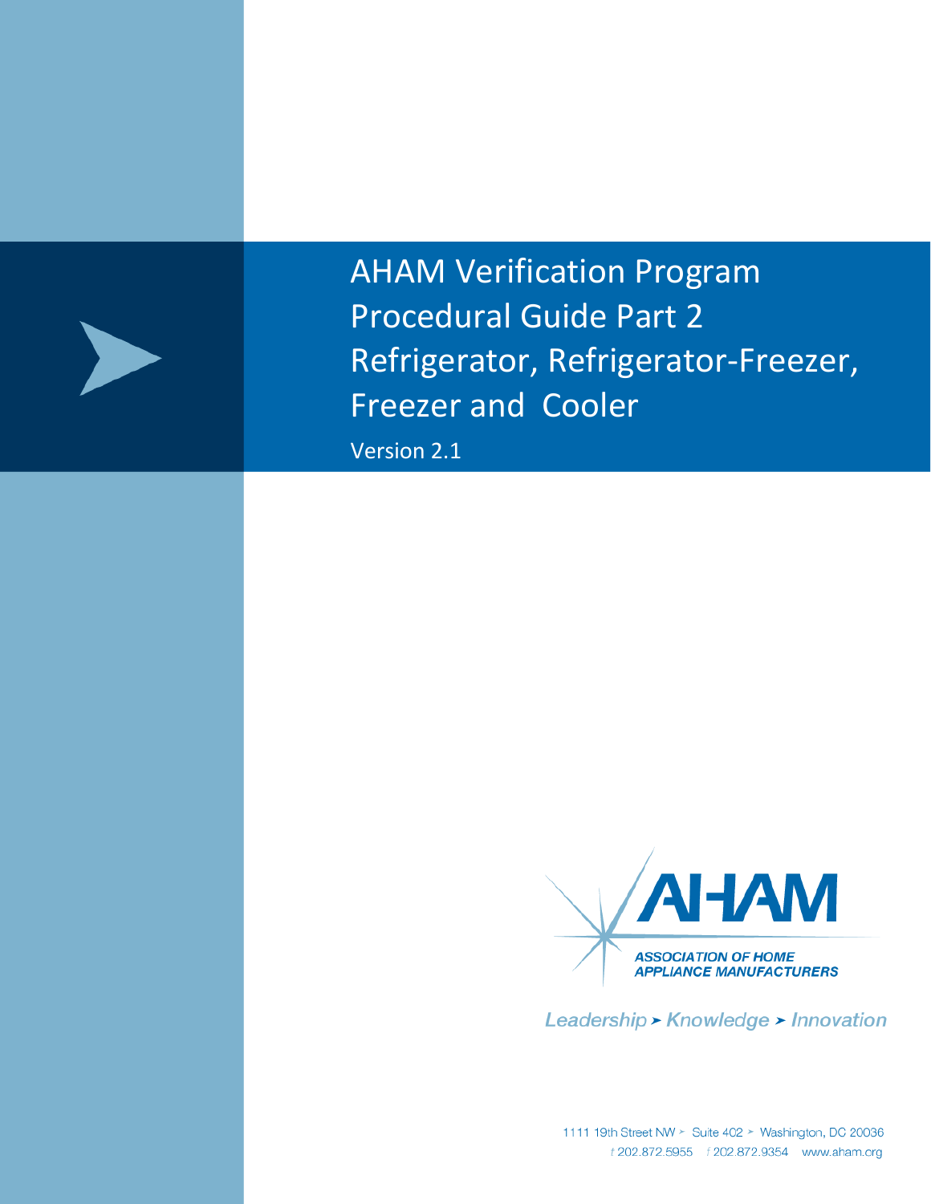# AHAM Verification Program Procedural Guide Part 2 Refrigerator, Refrigerator-Freezer, Freezer and Cooler

Version 2.1

AHAM

ASSOCIATION OF HOME APPLIANCE MANUFACTURERS

*Leadership ➤ Knowledge ➤ Innovation*

1111 19th Street NW ➤ Suite 402 ➤ Washington, DC 20036

t 202.872.5955 f 202.872.9354 www.aham.org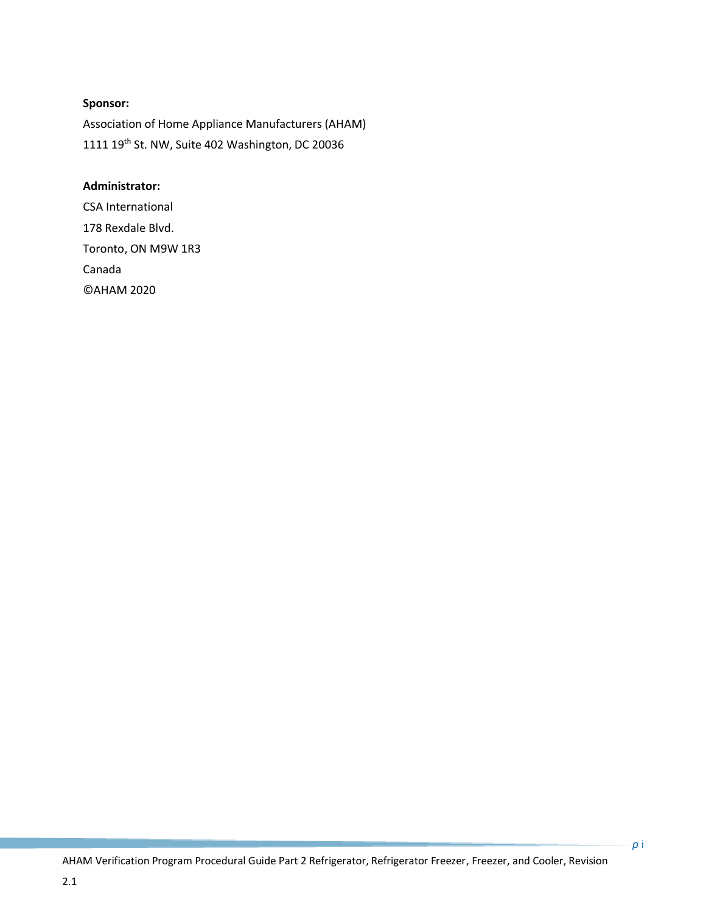**Sponsor:**

Association of Home Appliance Manufacturers (AHAM)

1111 19th St. NW, Suite 402 Washington, DC 20036

**Administrator:**

CSA International

178 Rexdale Blvd.

Toronto, ON M9W 1R3

Canada

©AHAM 2020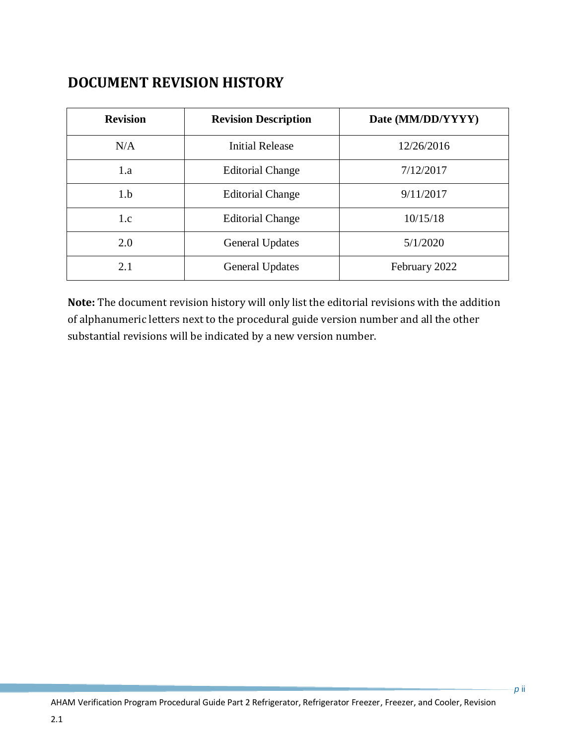## DOCUMENT REVISION HISTORY

| Revision | Revision Description | Date (MM/DD/YYYY) |
|---|---|---|
| N/A | Initial Release | 12/26/2016 |
| 1.a | Editorial Change | 7/12/2017 |
| 1.b | Editorial Change | 9/11/2017 |
| 1.c | Editorial Change | 10/15/18 |
| 2.0 | General Updates | 5/1/2020 |
| 2.1 | General Updates | February 2022 |

**Note:** The document revision history will only list the editorial revisions with the addition of alphanumeric letters next to the procedural guide version number and all the other substantial revisions will be indicated by a new version number.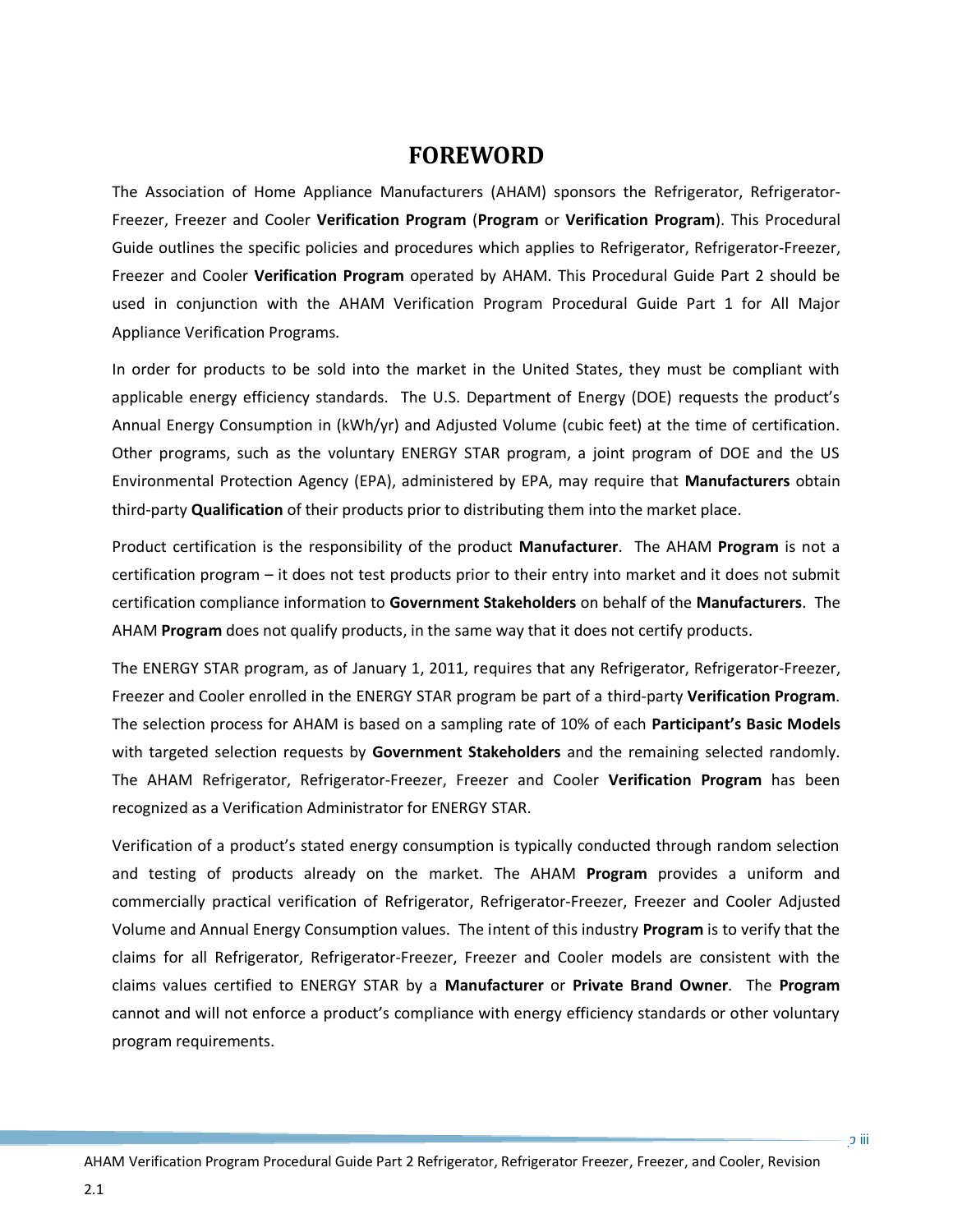# FOREWORD

The Association of Home Appliance Manufacturers (AHAM) sponsors the Refrigerator, Refrigerator-Freezer, Freezer and Cooler **Verification Program** (**Program** or **Verification Program**). This Procedural Guide outlines the specific policies and procedures which applies to Refrigerator, Refrigerator-Freezer, Freezer and Cooler **Verification Program** operated by AHAM. This Procedural Guide Part 2 should be used in conjunction with the AHAM Verification Program Procedural Guide Part 1 for All Major Appliance Verification Programs.

In order for products to be sold into the market in the United States, they must be compliant with applicable energy efficiency standards. The U.S. Department of Energy (DOE) requests the product's Annual Energy Consumption in (kWh/yr) and Adjusted Volume (cubic feet) at the time of certification. Other programs, such as the voluntary ENERGY STAR program, a joint program of DOE and the US Environmental Protection Agency (EPA), administered by EPA, may require that **Manufacturers** obtain third-party **Qualification** of their products prior to distributing them into the market place.

Product certification is the responsibility of the product **Manufacturer**. The AHAM **Program** is not a certification program – it does not test products prior to their entry into market and it does not submit certification compliance information to **Government Stakeholders** on behalf of the **Manufacturers**. The AHAM **Program** does not qualify products, in the same way that it does not certify products.

The ENERGY STAR program, as of January 1, 2011, requires that any Refrigerator, Refrigerator-Freezer, Freezer and Cooler enrolled in the ENERGY STAR program be part of a third-party **Verification Program**. The selection process for AHAM is based on a sampling rate of 10% of each **Participant's Basic Models** with targeted selection requests by **Government Stakeholders** and the remaining selected randomly. The AHAM Refrigerator, Refrigerator-Freezer, Freezer and Cooler **Verification Program** has been recognized as a Verification Administrator for ENERGY STAR.

Verification of a product's stated energy consumption is typically conducted through random selection and testing of products already on the market. The AHAM **Program** provides a uniform and commercially practical verification of Refrigerator, Refrigerator-Freezer, Freezer and Cooler Adjusted Volume and Annual Energy Consumption values. The intent of this industry **Program** is to verify that the claims for all Refrigerator, Refrigerator-Freezer, Freezer and Cooler models are consistent with the claims values certified to ENERGY STAR by a **Manufacturer** or **Private Brand Owner**. The **Program** cannot and will not enforce a product's compliance with energy efficiency standards or other voluntary program requirements.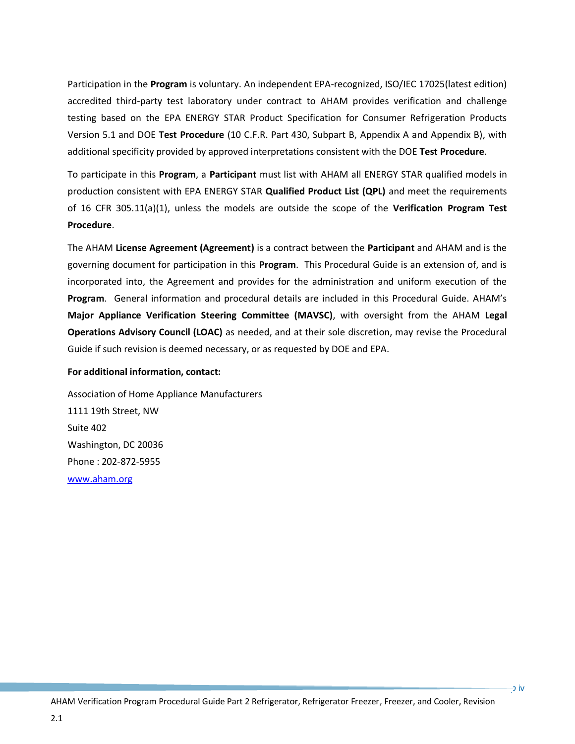Participation in the **Program** is voluntary. An independent EPA-recognized, ISO/IEC 17025(latest edition) accredited third-party test laboratory under contract to AHAM provides verification and challenge testing based on the EPA ENERGY STAR Product Specification for Consumer Refrigeration Products Version 5.1 and DOE **Test Procedure** (10 C.F.R. Part 430, Subpart B, Appendix A and Appendix B), with additional specificity provided by approved interpretations consistent with the DOE **Test Procedure**.

To participate in this **Program**, a **Participant** must list with AHAM all ENERGY STAR qualified models in production consistent with EPA ENERGY STAR **Qualified Product List (QPL)** and meet the requirements of 16 CFR 305.11(a)(1), unless the models are outside the scope of the **Verification Program Test Procedure**.

The AHAM **License Agreement (Agreement)** is a contract between the **Participant** and AHAM and is the governing document for participation in this **Program**. This Procedural Guide is an extension of, and is incorporated into, the Agreement and provides for the administration and uniform execution of the **Program**. General information and procedural details are included in this Procedural Guide. AHAM's **Major Appliance Verification Steering Committee (MAVSC)**, with oversight from the AHAM **Legal Operations Advisory Council (LOAC)** as needed, and at their sole discretion, may revise the Procedural Guide if such revision is deemed necessary, or as requested by DOE and EPA.

**For additional information, contact:**

Association of Home Appliance Manufacturers
1111 19th Street, NW
Suite 402
Washington, DC 20036
Phone : 202-872-5955
[www.aham.org](www.aham.org)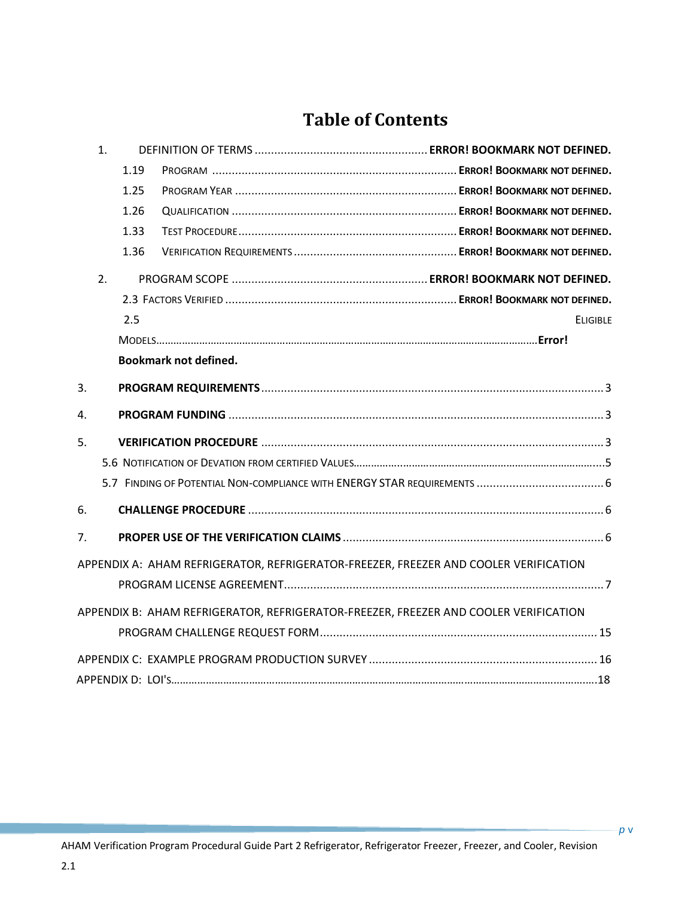# Table of Contents

1. DEFINITION OF TERMS .................................................... ERROR! BOOKMARK NOT DEFINED.
   - 1.19 PROGRAM .......................................................................... ERROR! BOOKMARK NOT DEFINED.
   - 1.25 PROGRAM YEAR .................................................................. ERROR! BOOKMARK NOT DEFINED.
   - 1.26 QUALIFICATION .................................................................... ERROR! BOOKMARK NOT DEFINED.
   - 1.33 TEST PROCEDURE .................................................................. ERROR! BOOKMARK NOT DEFINED.
   - 1.36 VERIFICATION REQUIREMENTS ................................................ ERROR! BOOKMARK NOT DEFINED.
2. PROGRAM SCOPE .......................................................... ERROR! BOOKMARK NOT DEFINED.
   - 2.3 FACTORS VERIFIED ...................................................................... ERROR! BOOKMARK NOT DEFINED.
   - 2.5 ELIGIBLE MODELS.......................................................................................................................... **Error! Bookmark not defined.**
3. **PROGRAM REQUIREMENTS** ........................................................................................................ 3
4. **PROGRAM FUNDING** .................................................................................................................. 3
5. **VERIFICATION PROCEDURE** ........................................................................................................ 3
   - 5.6 NOTIFICATION OF DEVATION FROM CERTIFIED VALUES........................................................................................ 5
   - 5.7 FINDING OF POTENTIAL NON-COMPLIANCE WITH ENERGY STAR REQUIREMENTS ....................................... 6
6. **CHALLENGE PROCEDURE** ............................................................................................................ 6
7. **PROPER USE OF THE VERIFICATION CLAIMS** ............................................................................... 6

APPENDIX A: AHAM REFRIGERATOR, REFRIGERATOR-FREEZER, FREEZER AND COOLER VERIFICATION PROGRAM LICENSE AGREEMENT.................................................................................................. 7

APPENDIX B: AHAM REFRIGERATOR, REFRIGERATOR-FREEZER, FREEZER AND COOLER VERIFICATION PROGRAM CHALLENGE REQUEST FORM..................................................................................... 15

APPENDIX C: EXAMPLE PROGRAM PRODUCTION SURVEY ...................................................................... 16

APPENDIX D: LOI'S.......................................................................................................................................... 18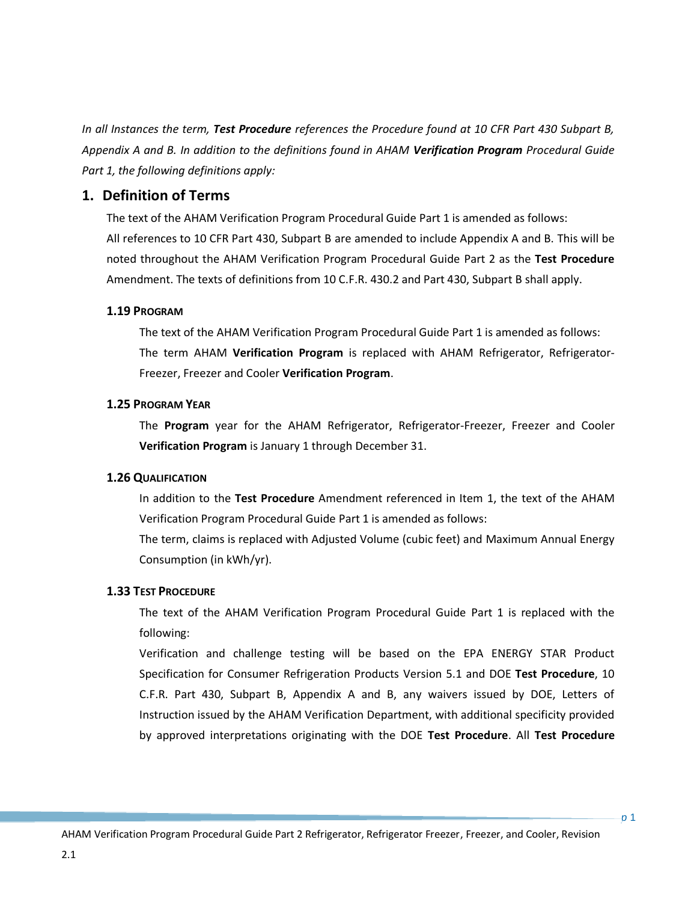*In all Instances the term, **Test Procedure** references the Procedure found at 10 CFR Part 430 Subpart B, Appendix A and B. In addition to the definitions found in AHAM **Verification Program** Procedural Guide Part 1, the following definitions apply:*

## 1. Definition of Terms

The text of the AHAM Verification Program Procedural Guide Part 1 is amended as follows:
All references to 10 CFR Part 430, Subpart B are amended to include Appendix A and B. This will be noted throughout the AHAM Verification Program Procedural Guide Part 2 as the **Test Procedure** Amendment. The texts of definitions from 10 C.F.R. 430.2 and Part 430, Subpart B shall apply.

### 1.19 Program

The text of the AHAM Verification Program Procedural Guide Part 1 is amended as follows:
The term AHAM **Verification Program** is replaced with AHAM Refrigerator, Refrigerator-Freezer, Freezer and Cooler **Verification Program**.

### 1.25 Program Year

The **Program** year for the AHAM Refrigerator, Refrigerator-Freezer, Freezer and Cooler **Verification Program** is January 1 through December 31.

### 1.26 Qualification

In addition to the **Test Procedure** Amendment referenced in Item 1, the text of the AHAM Verification Program Procedural Guide Part 1 is amended as follows:
The term, claims is replaced with Adjusted Volume (cubic feet) and Maximum Annual Energy Consumption (in kWh/yr).

### 1.33 Test Procedure

The text of the AHAM Verification Program Procedural Guide Part 1 is replaced with the following:
Verification and challenge testing will be based on the EPA ENERGY STAR Product Specification for Consumer Refrigeration Products Version 5.1 and DOE **Test Procedure**, 10 C.F.R. Part 430, Subpart B, Appendix A and B, any waivers issued by DOE, Letters of Instruction issued by the AHAM Verification Department, with additional specificity provided by approved interpretations originating with the DOE **Test Procedure**. All **Test Procedure**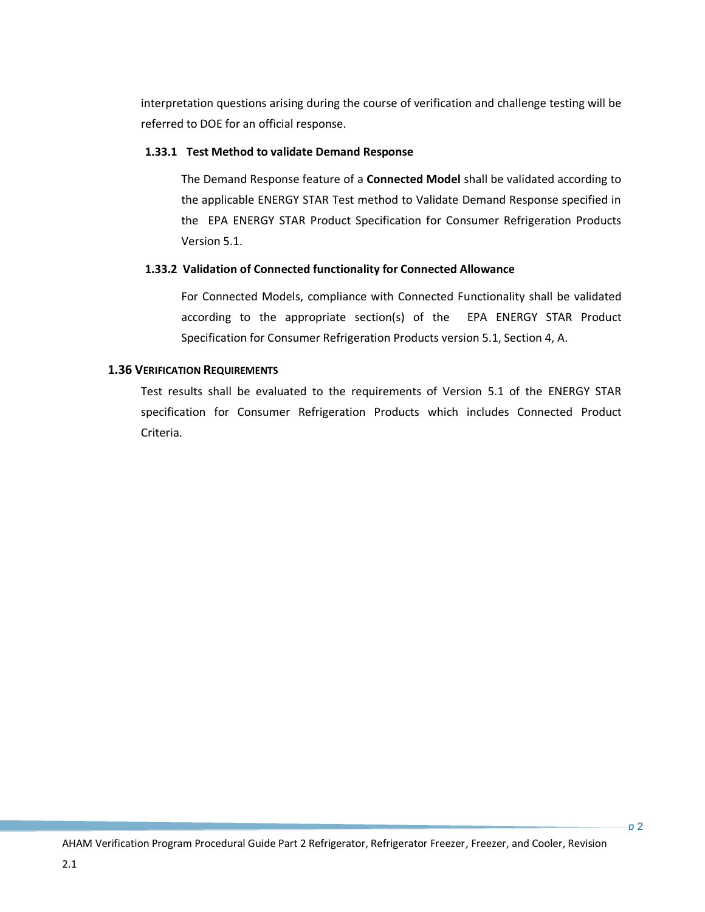interpretation questions arising during the course of verification and challenge testing will be referred to DOE for an official response.

### 1.33.1 Test Method to validate Demand Response

The Demand Response feature of a **Connected Model** shall be validated according to the applicable ENERGY STAR Test method to Validate Demand Response specified in the EPA ENERGY STAR Product Specification for Consumer Refrigeration Products Version 5.1.

### 1.33.2 Validation of Connected functionality for Connected Allowance

For Connected Models, compliance with Connected Functionality shall be validated according to the appropriate section(s) of the EPA ENERGY STAR Product Specification for Consumer Refrigeration Products version 5.1, Section 4, A.

## 1.36 Verification Requirements

Test results shall be evaluated to the requirements of Version 5.1 of the ENERGY STAR specification for Consumer Refrigeration Products which includes Connected Product Criteria.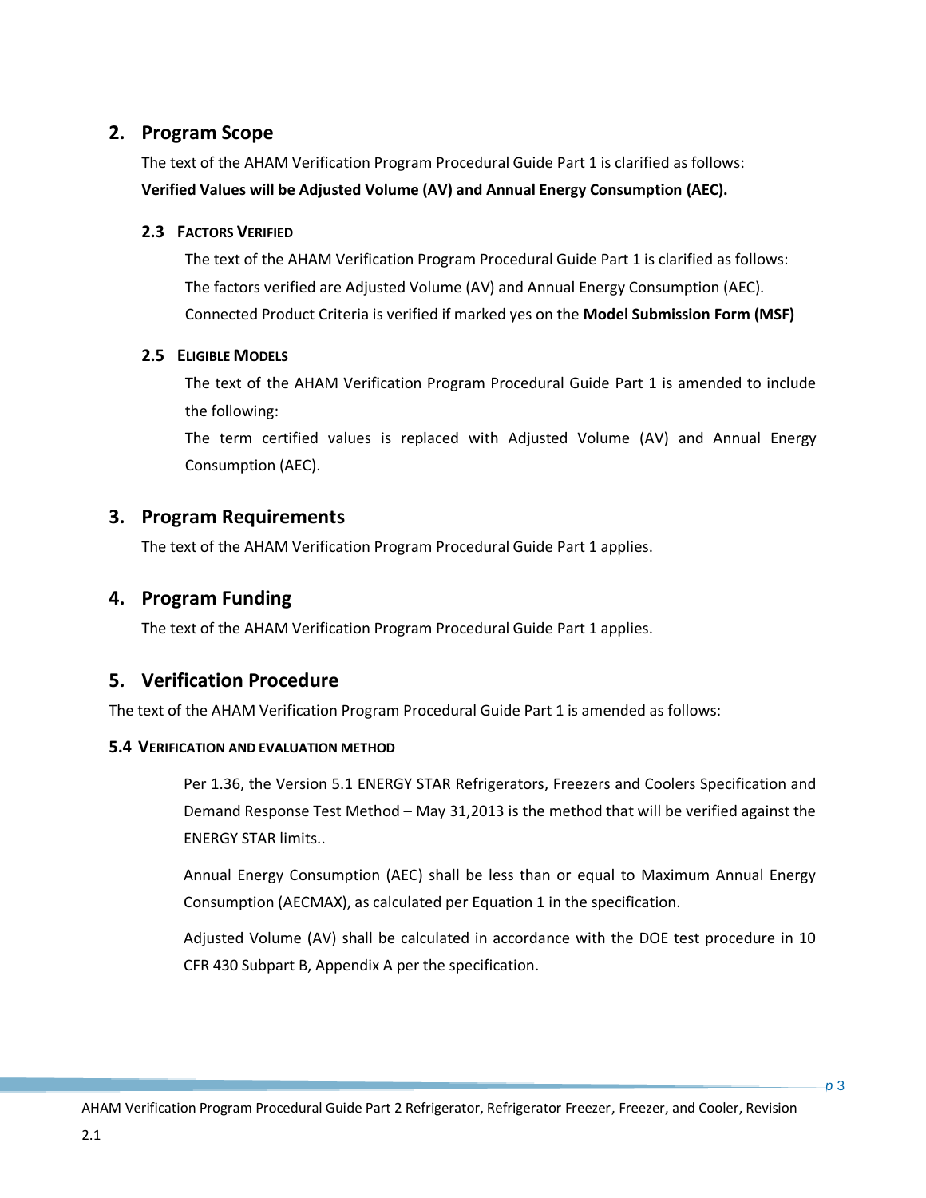## 2. Program Scope

The text of the AHAM Verification Program Procedural Guide Part 1 is clarified as follows:

**Verified Values will be Adjusted Volume (AV) and Annual Energy Consumption (AEC).**

### 2.3 Factors Verified

The text of the AHAM Verification Program Procedural Guide Part 1 is clarified as follows: The factors verified are Adjusted Volume (AV) and Annual Energy Consumption (AEC). Connected Product Criteria is verified if marked yes on the **Model Submission Form (MSF)**

### 2.5 Eligible Models

The text of the AHAM Verification Program Procedural Guide Part 1 is amended to include the following:

The term certified values is replaced with Adjusted Volume (AV) and Annual Energy Consumption (AEC).

## 3. Program Requirements

The text of the AHAM Verification Program Procedural Guide Part 1 applies.

## 4. Program Funding

The text of the AHAM Verification Program Procedural Guide Part 1 applies.

## 5. Verification Procedure

The text of the AHAM Verification Program Procedural Guide Part 1 is amended as follows:

### 5.4 Verification and Evaluation Method

Per 1.36, the Version 5.1 ENERGY STAR Refrigerators, Freezers and Coolers Specification and Demand Response Test Method – May 31,2013 is the method that will be verified against the ENERGY STAR limits..

Annual Energy Consumption (AEC) shall be less than or equal to Maximum Annual Energy Consumption (AECMAX), as calculated per Equation 1 in the specification.

Adjusted Volume (AV) shall be calculated in accordance with the DOE test procedure in 10 CFR 430 Subpart B, Appendix A per the specification.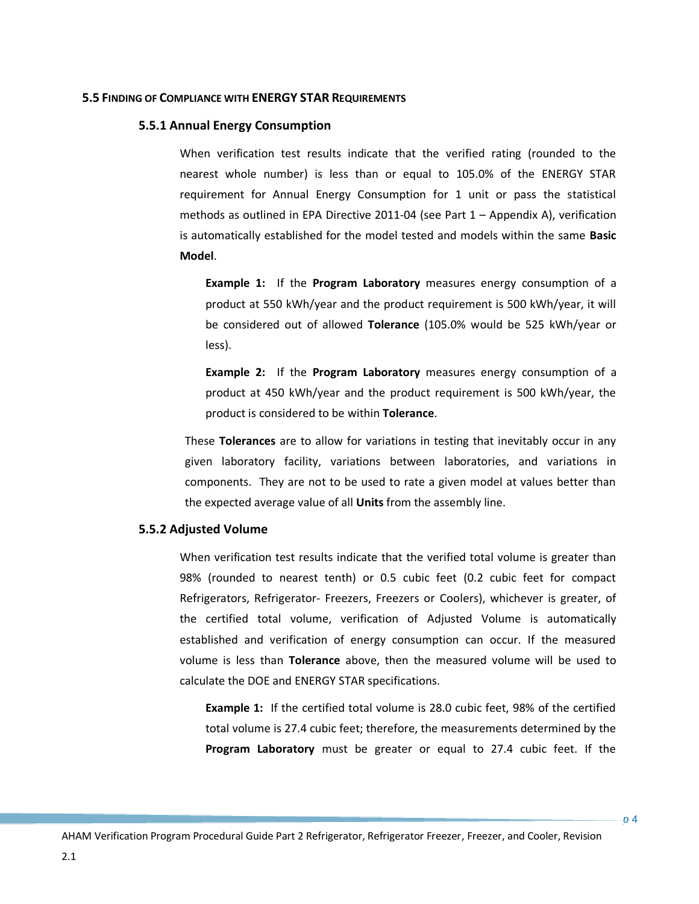## 5.5 Finding of Compliance with ENERGY STAR Requirements

### 5.5.1 Annual Energy Consumption

When verification test results indicate that the verified rating (rounded to the nearest whole number) is less than or equal to 105.0% of the ENERGY STAR requirement for Annual Energy Consumption for 1 unit or pass the statistical methods as outlined in EPA Directive 2011-04 (see Part 1 – Appendix A), verification is automatically established for the model tested and models within the same **Basic Model**.

**Example 1:** If the **Program Laboratory** measures energy consumption of a product at 550 kWh/year and the product requirement is 500 kWh/year, it will be considered out of allowed **Tolerance** (105.0% would be 525 kWh/year or less).

**Example 2:** If the **Program Laboratory** measures energy consumption of a product at 450 kWh/year and the product requirement is 500 kWh/year, the product is considered to be within **Tolerance**.

These **Tolerances** are to allow for variations in testing that inevitably occur in any given laboratory facility, variations between laboratories, and variations in components. They are not to be used to rate a given model at values better than the expected average value of all **Units** from the assembly line.

### 5.5.2 Adjusted Volume

When verification test results indicate that the verified total volume is greater than 98% (rounded to nearest tenth) or 0.5 cubic feet (0.2 cubic feet for compact Refrigerators, Refrigerator- Freezers, Freezers or Coolers), whichever is greater, of the certified total volume, verification of Adjusted Volume is automatically established and verification of energy consumption can occur. If the measured volume is less than **Tolerance** above, then the measured volume will be used to calculate the DOE and ENERGY STAR specifications.

**Example 1:** If the certified total volume is 28.0 cubic feet, 98% of the certified total volume is 27.4 cubic feet; therefore, the measurements determined by the **Program Laboratory** must be greater or equal to 27.4 cubic feet. If the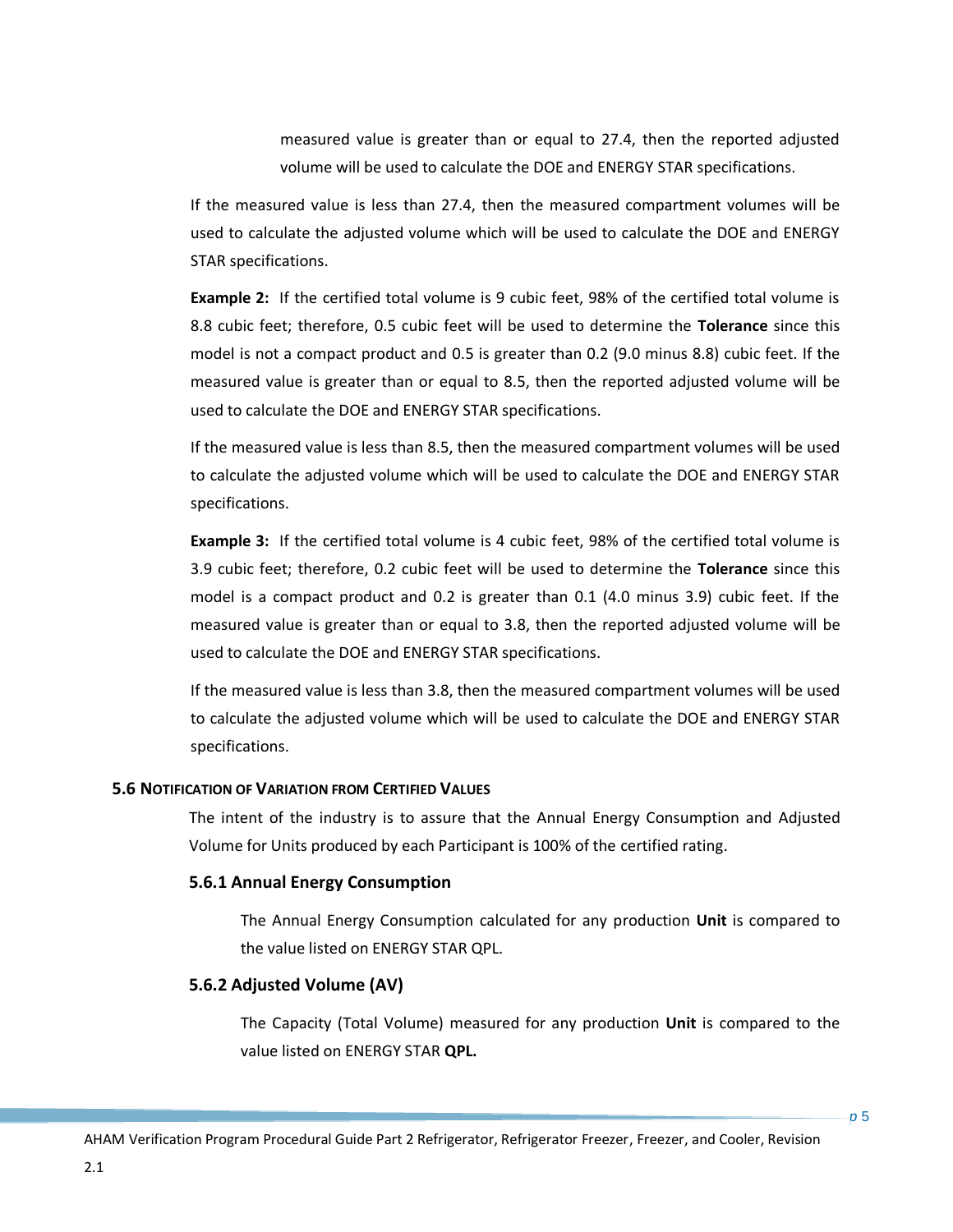measured value is greater than or equal to 27.4, then the reported adjusted volume will be used to calculate the DOE and ENERGY STAR specifications.

If the measured value is less than 27.4, then the measured compartment volumes will be used to calculate the adjusted volume which will be used to calculate the DOE and ENERGY STAR specifications.

**Example 2:** If the certified total volume is 9 cubic feet, 98% of the certified total volume is 8.8 cubic feet; therefore, 0.5 cubic feet will be used to determine the **Tolerance** since this model is not a compact product and 0.5 is greater than 0.2 (9.0 minus 8.8) cubic feet. If the measured value is greater than or equal to 8.5, then the reported adjusted volume will be used to calculate the DOE and ENERGY STAR specifications.

If the measured value is less than 8.5, then the measured compartment volumes will be used to calculate the adjusted volume which will be used to calculate the DOE and ENERGY STAR specifications.

**Example 3:** If the certified total volume is 4 cubic feet, 98% of the certified total volume is 3.9 cubic feet; therefore, 0.2 cubic feet will be used to determine the **Tolerance** since this model is a compact product and 0.2 is greater than 0.1 (4.0 minus 3.9) cubic feet. If the measured value is greater than or equal to 3.8, then the reported adjusted volume will be used to calculate the DOE and ENERGY STAR specifications.

If the measured value is less than 3.8, then the measured compartment volumes will be used to calculate the adjusted volume which will be used to calculate the DOE and ENERGY STAR specifications.

## 5.6 Notification of Variation from Certified Values

The intent of the industry is to assure that the Annual Energy Consumption and Adjusted Volume for Units produced by each Participant is 100% of the certified rating.

### 5.6.1 Annual Energy Consumption

The Annual Energy Consumption calculated for any production **Unit** is compared to the value listed on ENERGY STAR QPL.

### 5.6.2 Adjusted Volume (AV)

The Capacity (Total Volume) measured for any production **Unit** is compared to the value listed on ENERGY STAR **QPL.**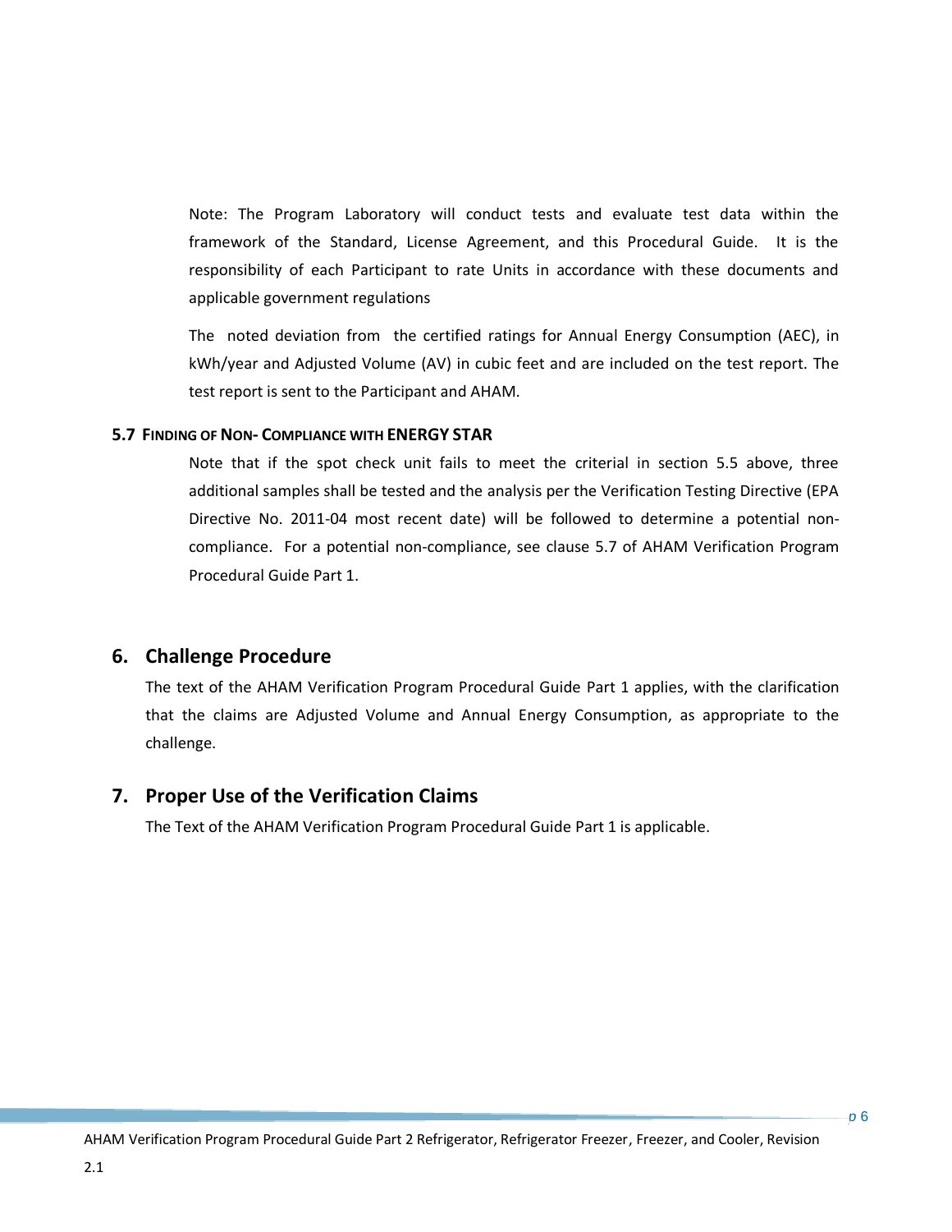Note: The Program Laboratory will conduct tests and evaluate test data within the framework of the Standard, License Agreement, and this Procedural Guide. It is the responsibility of each Participant to rate Units in accordance with these documents and applicable government regulations

The noted deviation from the certified ratings for Annual Energy Consumption (AEC), in kWh/year and Adjusted Volume (AV) in cubic feet and are included on the test report. The test report is sent to the Participant and AHAM.

### 5.7 FINDING OF NON- COMPLIANCE WITH ENERGY STAR

Note that if the spot check unit fails to meet the criterial in section 5.5 above, three additional samples shall be tested and the analysis per the Verification Testing Directive (EPA Directive No. 2011-04 most recent date) will be followed to determine a potential non-compliance. For a potential non-compliance, see clause 5.7 of AHAM Verification Program Procedural Guide Part 1.

## 6. Challenge Procedure

The text of the AHAM Verification Program Procedural Guide Part 1 applies, with the clarification that the claims are Adjusted Volume and Annual Energy Consumption, as appropriate to the challenge.

## 7. Proper Use of the Verification Claims

The Text of the AHAM Verification Program Procedural Guide Part 1 is applicable.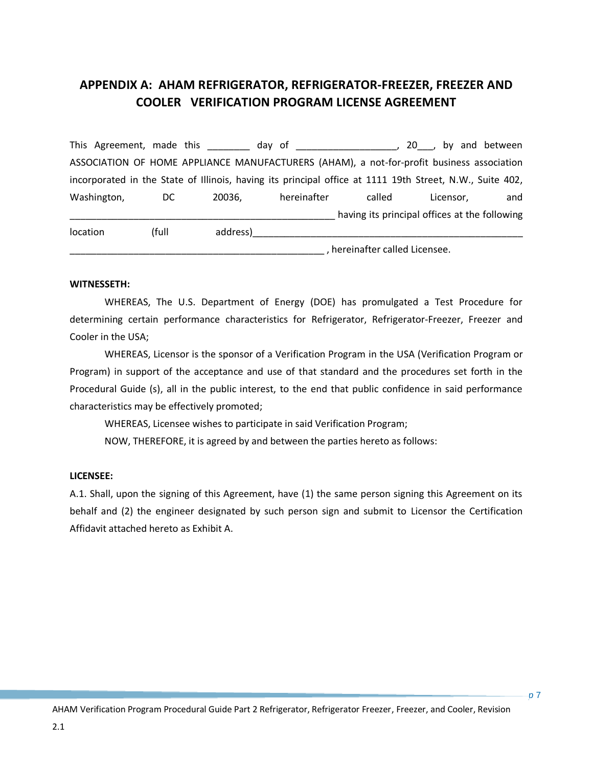# APPENDIX A: AHAM REFRIGERATOR, REFRIGERATOR-FREEZER, FREEZER AND COOLER VERIFICATION PROGRAM LICENSE AGREEMENT

This Agreement, made this ________ day of __________________, 20___, by and between ASSOCIATION OF HOME APPLIANCE MANUFACTURERS (AHAM), a not-for-profit business association incorporated in the State of Illinois, having its principal office at 1111 19th Street, N.W., Suite 402, Washington, DC 20036, hereinafter called Licensor, and ________________________________________________ having its principal offices at the following location (full address)_________________________________________________ ________________________________________________ , hereinafter called Licensee.

**WITNESSETH:**

WHEREAS, The U.S. Department of Energy (DOE) has promulgated a Test Procedure for determining certain performance characteristics for Refrigerator, Refrigerator-Freezer, Freezer and Cooler in the USA;

WHEREAS, Licensor is the sponsor of a Verification Program in the USA (Verification Program or Program) in support of the acceptance and use of that standard and the procedures set forth in the Procedural Guide (s), all in the public interest, to the end that public confidence in said performance characteristics may be effectively promoted;

WHEREAS, Licensee wishes to participate in said Verification Program;

NOW, THEREFORE, it is agreed by and between the parties hereto as follows:

**LICENSEE:**

A.1. Shall, upon the signing of this Agreement, have (1) the same person signing this Agreement on its behalf and (2) the engineer designated by such person sign and submit to Licensor the Certification Affidavit attached hereto as Exhibit A.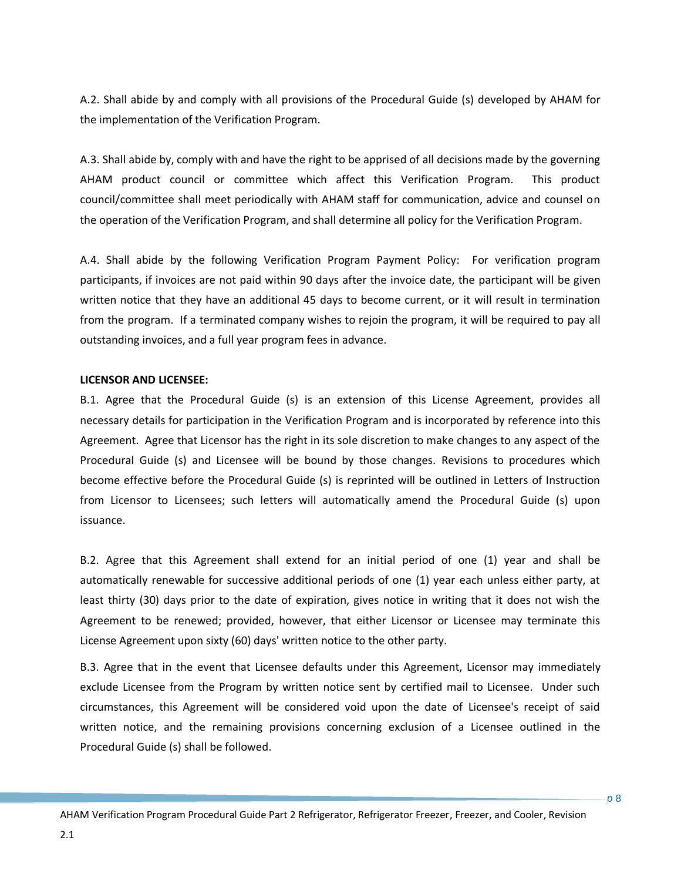A.2. Shall abide by and comply with all provisions of the Procedural Guide (s) developed by AHAM for the implementation of the Verification Program.

A.3. Shall abide by, comply with and have the right to be apprised of all decisions made by the governing AHAM product council or committee which affect this Verification Program. This product council/committee shall meet periodically with AHAM staff for communication, advice and counsel on the operation of the Verification Program, and shall determine all policy for the Verification Program.

A.4. Shall abide by the following Verification Program Payment Policy: For verification program participants, if invoices are not paid within 90 days after the invoice date, the participant will be given written notice that they have an additional 45 days to become current, or it will result in termination from the program. If a terminated company wishes to rejoin the program, it will be required to pay all outstanding invoices, and a full year program fees in advance.

**LICENSOR AND LICENSEE:**

B.1. Agree that the Procedural Guide (s) is an extension of this License Agreement, provides all necessary details for participation in the Verification Program and is incorporated by reference into this Agreement. Agree that Licensor has the right in its sole discretion to make changes to any aspect of the Procedural Guide (s) and Licensee will be bound by those changes. Revisions to procedures which become effective before the Procedural Guide (s) is reprinted will be outlined in Letters of Instruction from Licensor to Licensees; such letters will automatically amend the Procedural Guide (s) upon issuance.

B.2. Agree that this Agreement shall extend for an initial period of one (1) year and shall be automatically renewable for successive additional periods of one (1) year each unless either party, at least thirty (30) days prior to the date of expiration, gives notice in writing that it does not wish the Agreement to be renewed; provided, however, that either Licensor or Licensee may terminate this License Agreement upon sixty (60) days' written notice to the other party.

B.3. Agree that in the event that Licensee defaults under this Agreement, Licensor may immediately exclude Licensee from the Program by written notice sent by certified mail to Licensee. Under such circumstances, this Agreement will be considered void upon the date of Licensee's receipt of said written notice, and the remaining provisions concerning exclusion of a Licensee outlined in the Procedural Guide (s) shall be followed.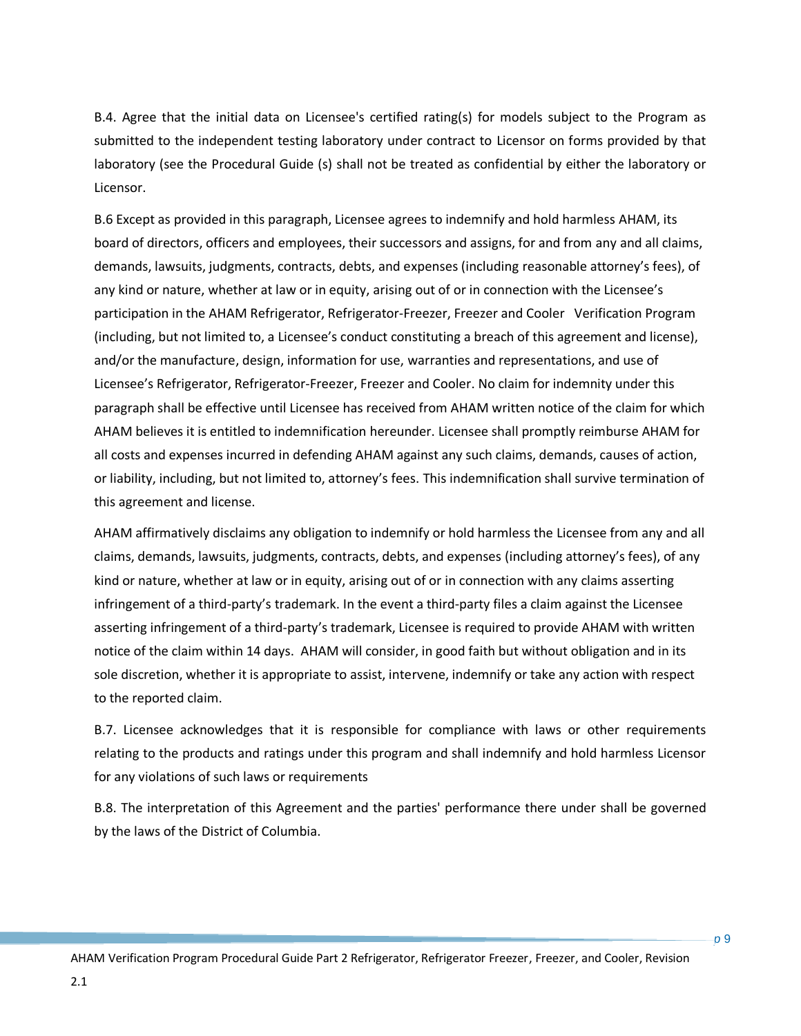B.4. Agree that the initial data on Licensee's certified rating(s) for models subject to the Program as submitted to the independent testing laboratory under contract to Licensor on forms provided by that laboratory (see the Procedural Guide (s) shall not be treated as confidential by either the laboratory or Licensor.

B.6 Except as provided in this paragraph, Licensee agrees to indemnify and hold harmless AHAM, its board of directors, officers and employees, their successors and assigns, for and from any and all claims, demands, lawsuits, judgments, contracts, debts, and expenses (including reasonable attorney's fees), of any kind or nature, whether at law or in equity, arising out of or in connection with the Licensee's participation in the AHAM Refrigerator, Refrigerator-Freezer, Freezer and Cooler  Verification Program (including, but not limited to, a Licensee's conduct constituting a breach of this agreement and license), and/or the manufacture, design, information for use, warranties and representations, and use of Licensee's Refrigerator, Refrigerator-Freezer, Freezer and Cooler. No claim for indemnity under this paragraph shall be effective until Licensee has received from AHAM written notice of the claim for which AHAM believes it is entitled to indemnification hereunder. Licensee shall promptly reimburse AHAM for all costs and expenses incurred in defending AHAM against any such claims, demands, causes of action, or liability, including, but not limited to, attorney's fees. This indemnification shall survive termination of this agreement and license.

AHAM affirmatively disclaims any obligation to indemnify or hold harmless the Licensee from any and all claims, demands, lawsuits, judgments, contracts, debts, and expenses (including attorney's fees), of any kind or nature, whether at law or in equity, arising out of or in connection with any claims asserting infringement of a third-party's trademark. In the event a third-party files a claim against the Licensee asserting infringement of a third-party's trademark, Licensee is required to provide AHAM with written notice of the claim within 14 days. AHAM will consider, in good faith but without obligation and in its sole discretion, whether it is appropriate to assist, intervene, indemnify or take any action with respect to the reported claim.

B.7. Licensee acknowledges that it is responsible for compliance with laws or other requirements relating to the products and ratings under this program and shall indemnify and hold harmless Licensor for any violations of such laws or requirements

B.8. The interpretation of this Agreement and the parties' performance there under shall be governed by the laws of the District of Columbia.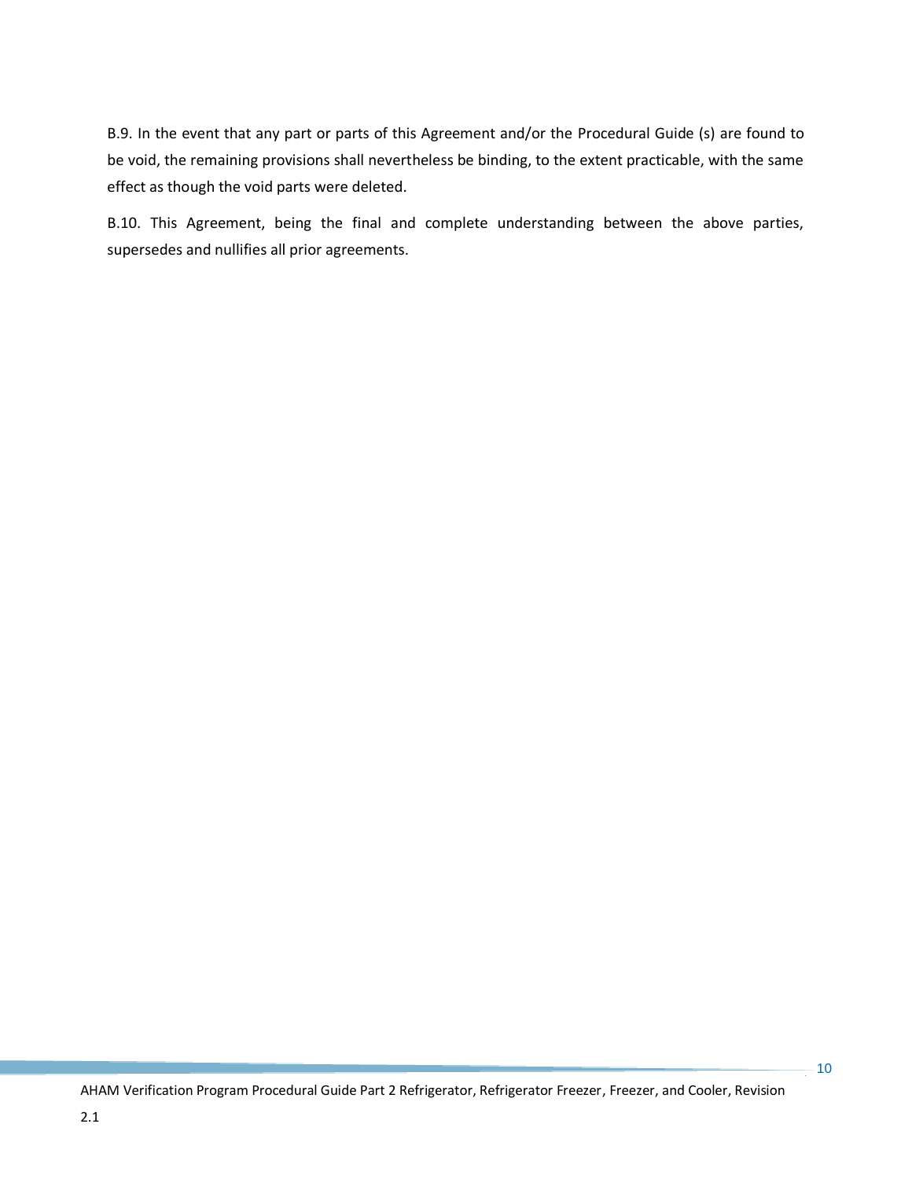B.9. In the event that any part or parts of this Agreement and/or the Procedural Guide (s) are found to be void, the remaining provisions shall nevertheless be binding, to the extent practicable, with the same effect as though the void parts were deleted.

B.10. This Agreement, being the final and complete understanding between the above parties, supersedes and nullifies all prior agreements.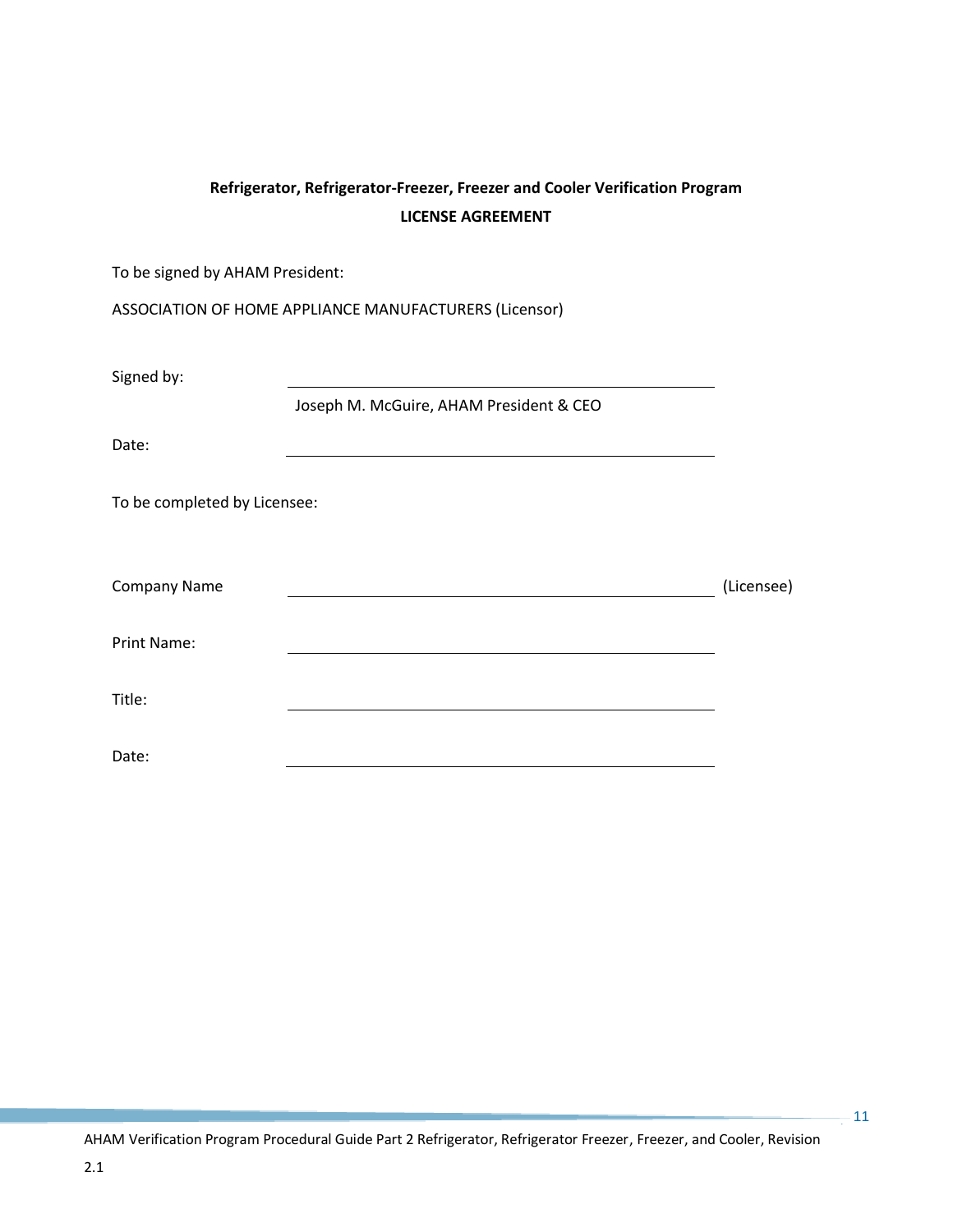**Refrigerator, Refrigerator-Freezer, Freezer and Cooler Verification Program**

**LICENSE AGREEMENT**

To be signed by AHAM President:

ASSOCIATION OF HOME APPLIANCE MANUFACTURERS (Licensor)

Signed by: \_\_\_\_\_\_\_\_\_\_\_\_\_\_\_\_\_\_\_\_\_\_\_\_\_\_\_\_\_\_\_\_\_\_\_\_\_\_\_\_

Joseph M. McGuire, AHAM President & CEO

Date: \_\_\_\_\_\_\_\_\_\_\_\_\_\_\_\_\_\_\_\_\_\_\_\_\_\_\_\_\_\_\_\_\_\_\_\_\_\_\_\_

To be completed by Licensee:

Company Name \_\_\_\_\_\_\_\_\_\_\_\_\_\_\_\_\_\_\_\_\_\_\_\_\_\_\_\_\_\_\_\_\_\_\_\_\_\_\_\_ (Licensee)

Print Name: \_\_\_\_\_\_\_\_\_\_\_\_\_\_\_\_\_\_\_\_\_\_\_\_\_\_\_\_\_\_\_\_\_\_\_\_\_\_\_\_

Title: \_\_\_\_\_\_\_\_\_\_\_\_\_\_\_\_\_\_\_\_\_\_\_\_\_\_\_\_\_\_\_\_\_\_\_\_\_\_\_\_

Date: \_\_\_\_\_\_\_\_\_\_\_\_\_\_\_\_\_\_\_\_\_\_\_\_\_\_\_\_\_\_\_\_\_\_\_\_\_\_\_\_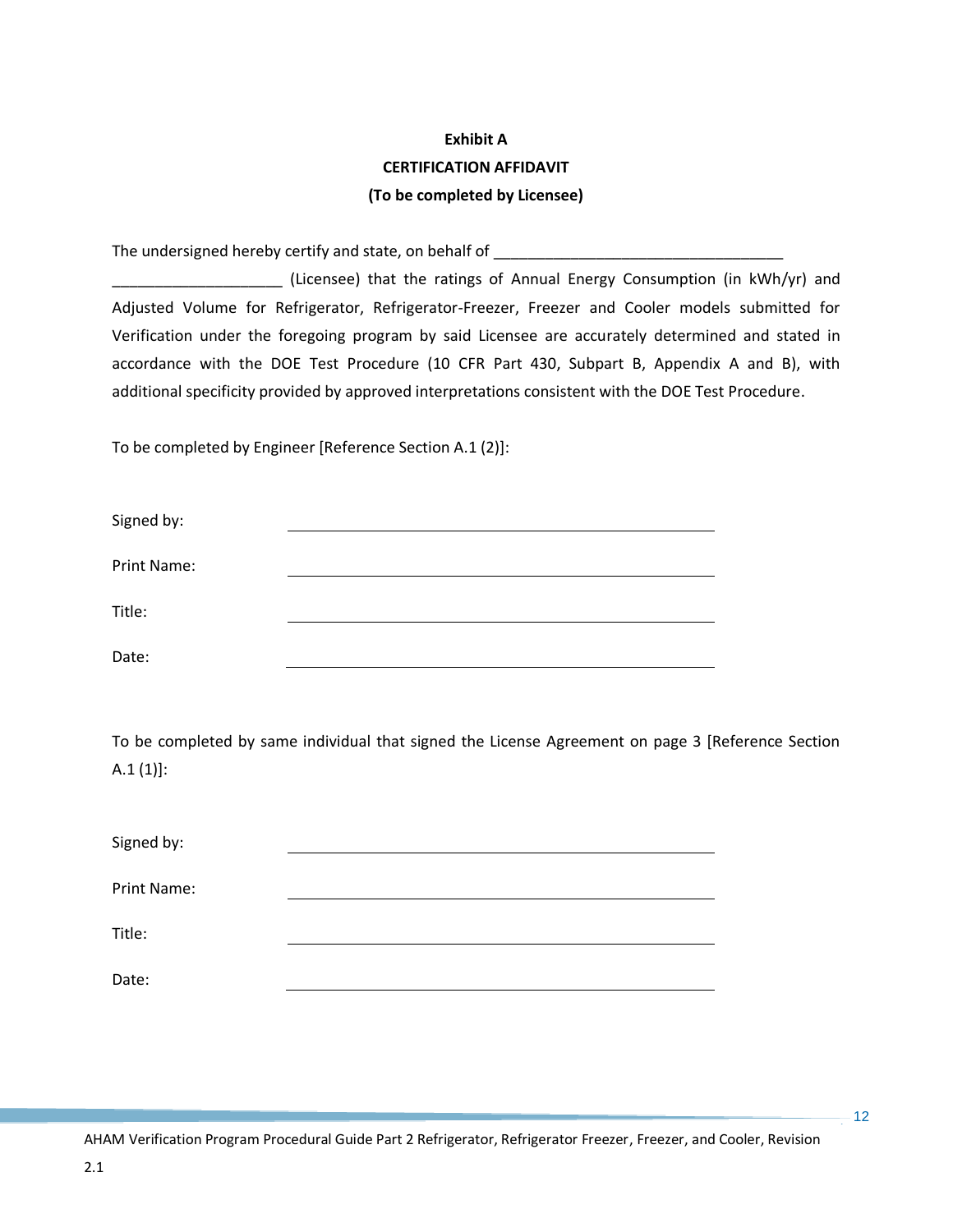**Exhibit A**

**CERTIFICATION AFFIDAVIT**

**(To be completed by Licensee)**

The undersigned hereby certify and state, on behalf of ___________________________________ ____________________ (Licensee) that the ratings of Annual Energy Consumption (in kWh/yr) and Adjusted Volume for Refrigerator, Refrigerator-Freezer, Freezer and Cooler models submitted for Verification under the foregoing program by said Licensee are accurately determined and stated in accordance with the DOE Test Procedure (10 CFR Part 430, Subpart B, Appendix A and B), with additional specificity provided by approved interpretations consistent with the DOE Test Procedure.

To be completed by Engineer [Reference Section A.1 (2)]:

Signed by: ____________________________________________

Print Name: ____________________________________________

Title: ____________________________________________

Date: ____________________________________________

To be completed by same individual that signed the License Agreement on page 3 [Reference Section A.1 (1)]:

Signed by: ____________________________________________

Print Name: ____________________________________________

Title: ____________________________________________

Date: ____________________________________________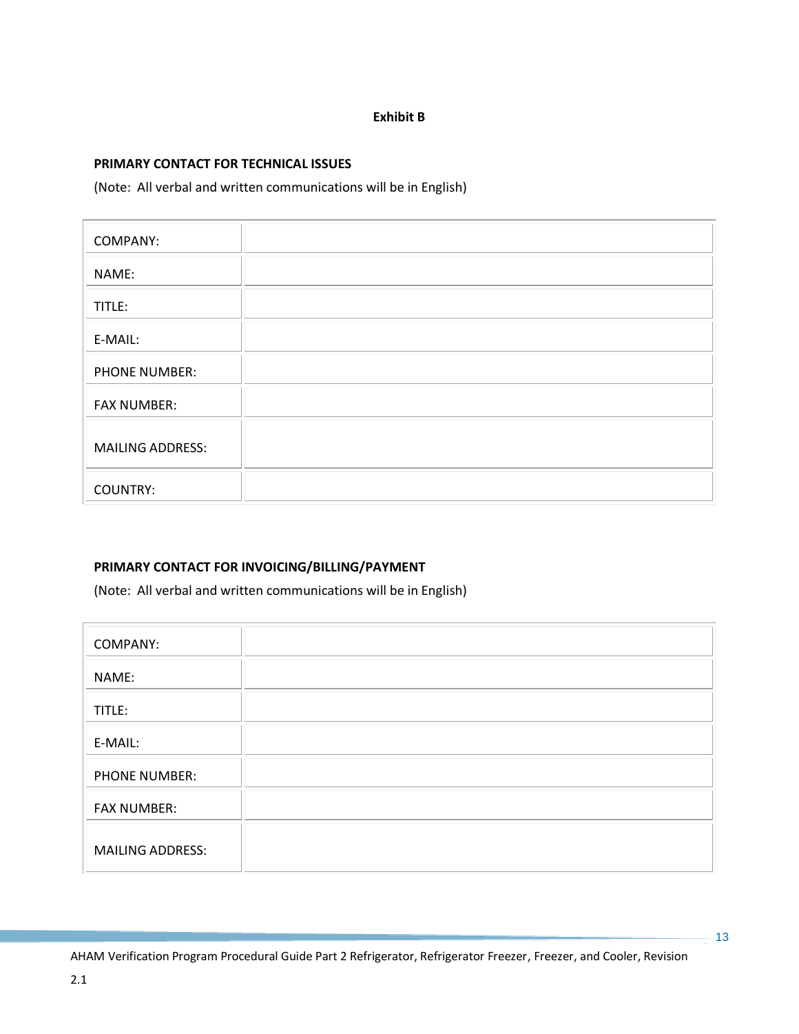**Exhibit B**

**PRIMARY CONTACT FOR TECHNICAL ISSUES**

(Note: All verbal and written communications will be in English)

| | |
|---|---|
| COMPANY: | |
| NAME: | |
| TITLE: | |
| E-MAIL: | |
| PHONE NUMBER: | |
| FAX NUMBER: | |
| MAILING ADDRESS: | |
| COUNTRY: | |

**PRIMARY CONTACT FOR INVOICING/BILLING/PAYMENT**

(Note: All verbal and written communications will be in English)

| | |
|---|---|
| COMPANY: | |
| NAME: | |
| TITLE: | |
| E-MAIL: | |
| PHONE NUMBER: | |
| FAX NUMBER: | |
| MAILING ADDRESS: | |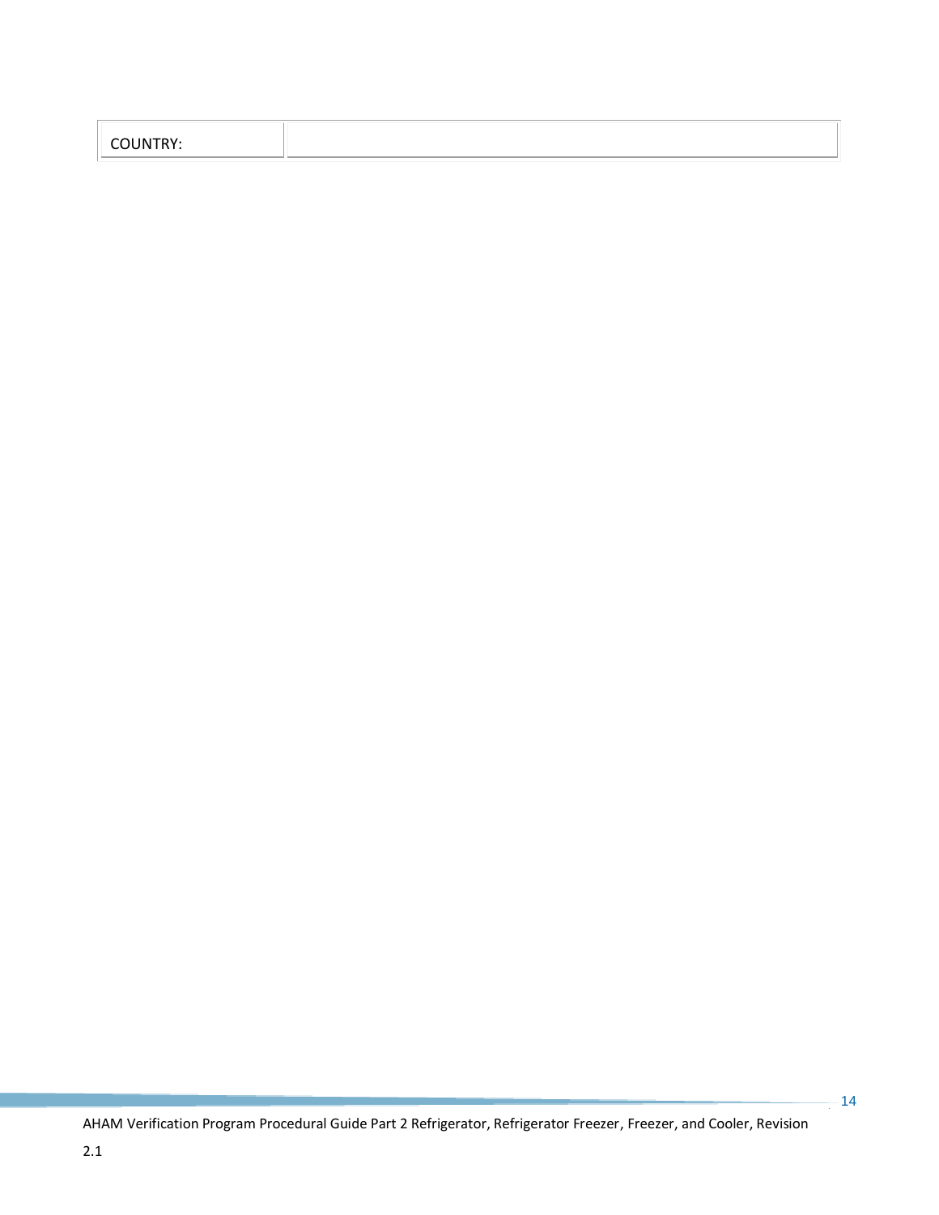| COUNTRY: | |
|---|---|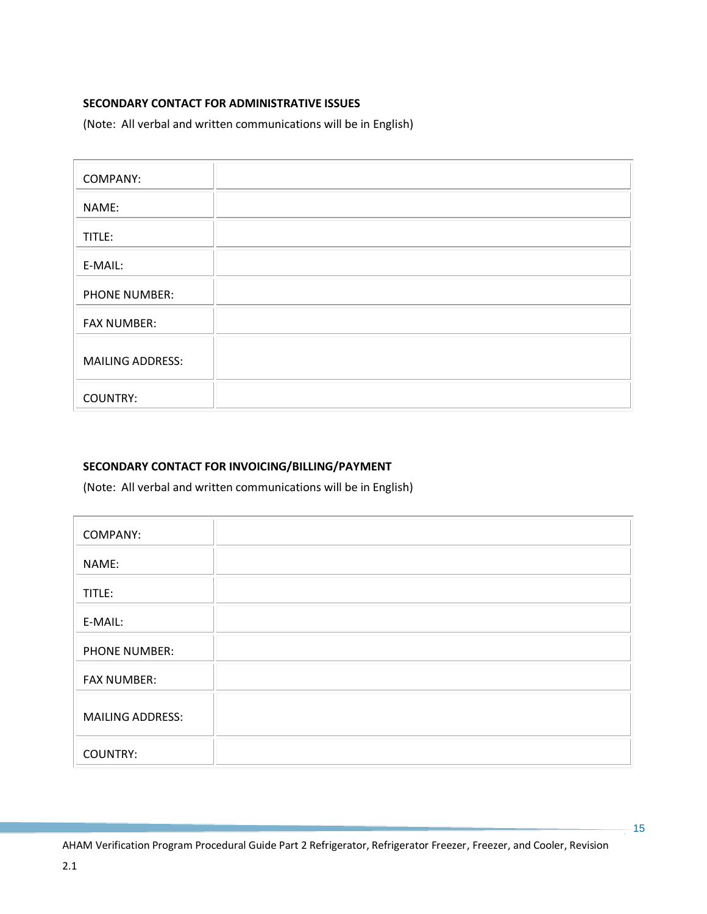**SECONDARY CONTACT FOR ADMINISTRATIVE ISSUES**

(Note: All verbal and written communications will be in English)

| | |
|---|---|
| COMPANY: | |
| NAME: | |
| TITLE: | |
| E-MAIL: | |
| PHONE NUMBER: | |
| FAX NUMBER: | |
| MAILING ADDRESS: | |
| COUNTRY: | |

**SECONDARY CONTACT FOR INVOICING/BILLING/PAYMENT**

(Note: All verbal and written communications will be in English)

| | |
|---|---|
| COMPANY: | |
| NAME: | |
| TITLE: | |
| E-MAIL: | |
| PHONE NUMBER: | |
| FAX NUMBER: | |
| MAILING ADDRESS: | |
| COUNTRY: | |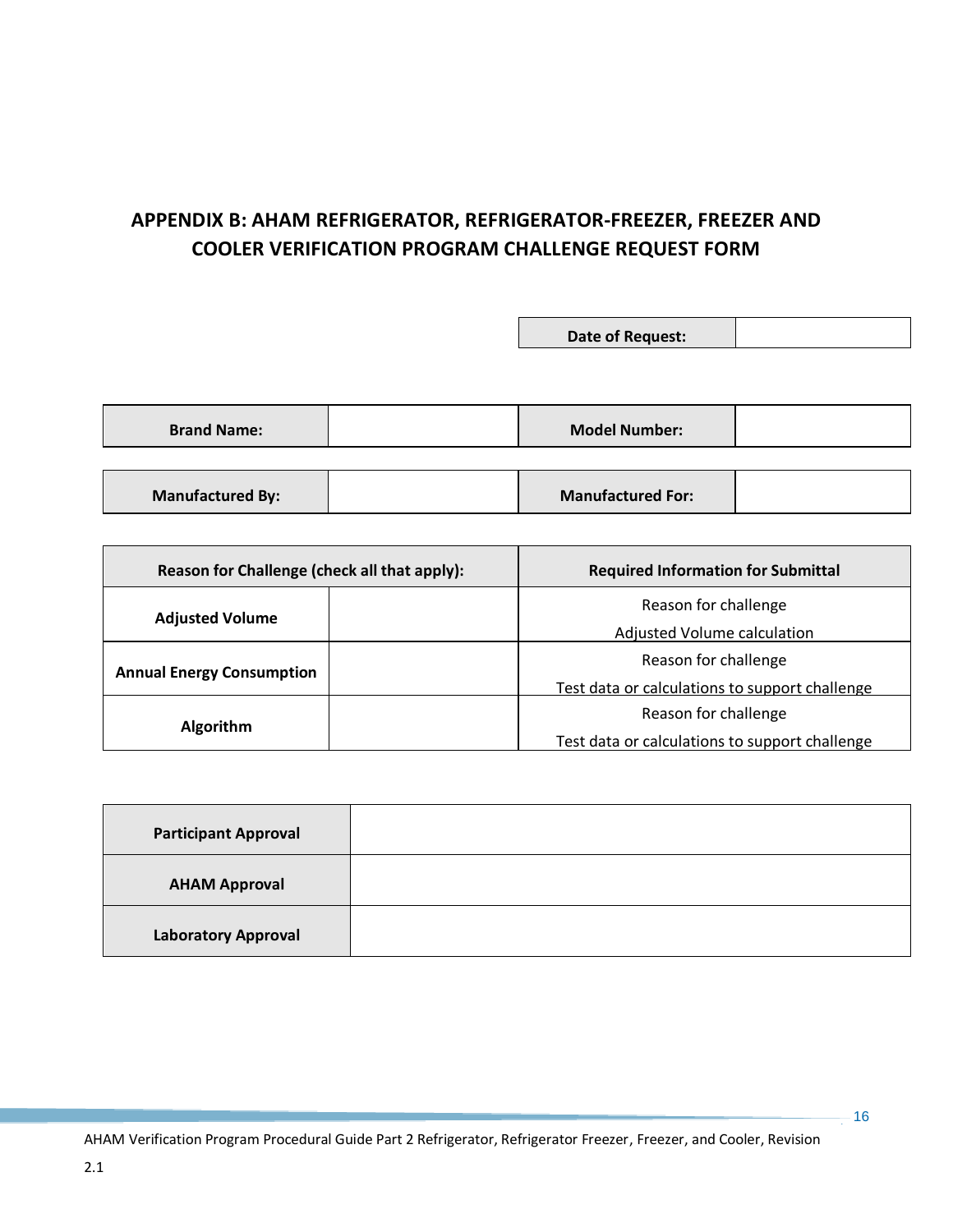## APPENDIX B: AHAM REFRIGERATOR, REFRIGERATOR-FREEZER, FREEZER AND COOLER VERIFICATION PROGRAM CHALLENGE REQUEST FORM

| **Date of Request:** | |
|---|---|

| **Brand Name:** | | **Model Number:** | |
|---|---|---|---|

| **Manufactured By:** | | **Manufactured For:** | |
|---|---|---|---|

| **Reason for Challenge (check all that apply):** | | **Required Information for Submittal** |
|---|---|---|
| **Adjusted Volume** | | Reason for challenge<br>Adjusted Volume calculation |
| **Annual Energy Consumption** | | Reason for challenge<br>Test data or calculations to support challenge |
| **Algorithm** | | Reason for challenge<br>Test data or calculations to support challenge |

| **Participant Approval** | |
|---|---|
| **AHAM Approval** | |
| **Laboratory Approval** | |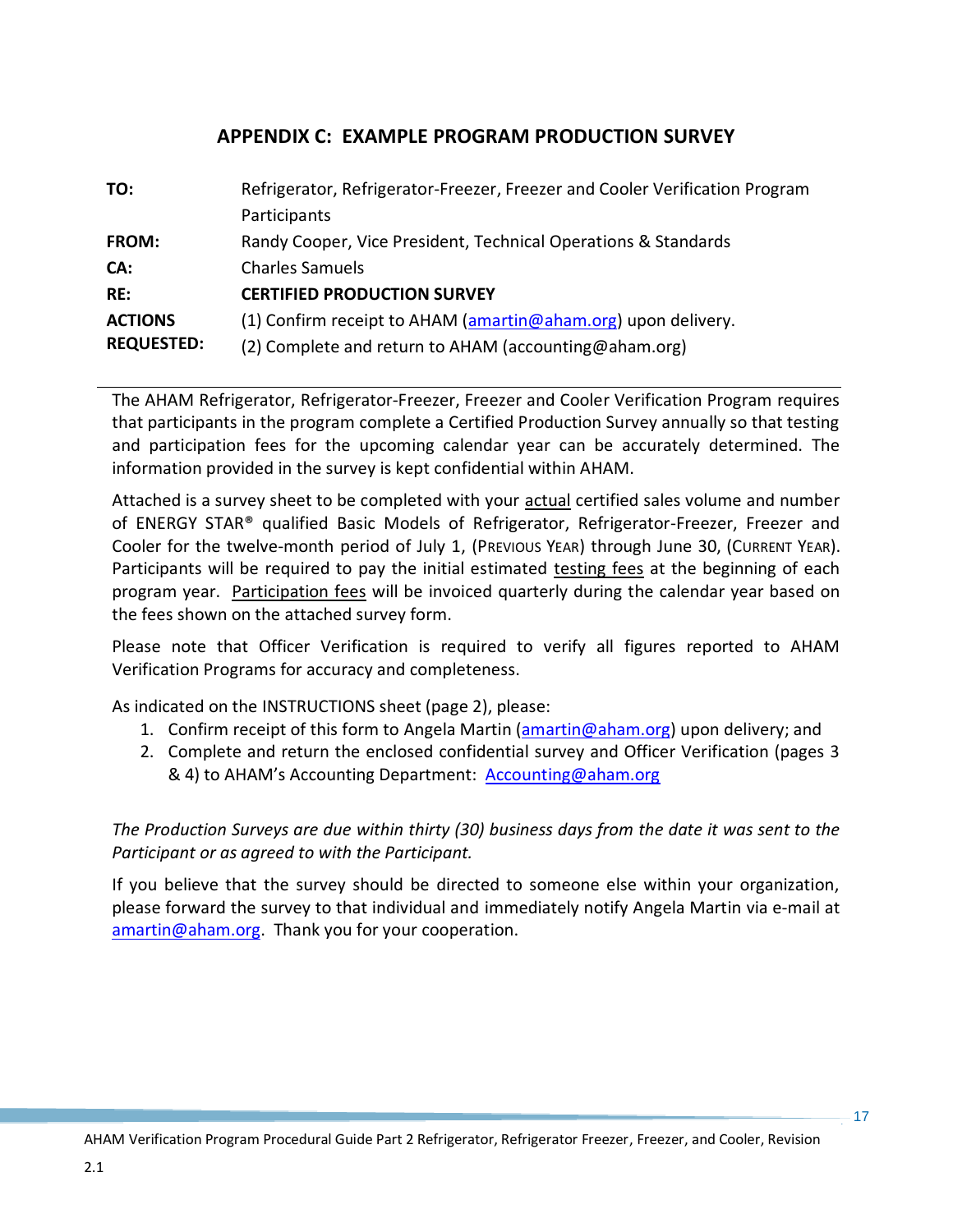## APPENDIX C: EXAMPLE PROGRAM PRODUCTION SURVEY

| | |
|---|---|
| **TO:** | Refrigerator, Refrigerator-Freezer, Freezer and Cooler Verification Program Participants |
| **FROM:** | Randy Cooper, Vice President, Technical Operations & Standards |
| **CA:** | Charles Samuels |
| **RE:** | **CERTIFIED PRODUCTION SURVEY** |
| **ACTIONS REQUESTED:** | (1) Confirm receipt to AHAM (amartin@aham.org) upon delivery.<br>(2) Complete and return to AHAM (accounting@aham.org) |

---

The AHAM Refrigerator, Refrigerator-Freezer, Freezer and Cooler Verification Program requires that participants in the program complete a Certified Production Survey annually so that testing and participation fees for the upcoming calendar year can be accurately determined. The information provided in the survey is kept confidential within AHAM.

Attached is a survey sheet to be completed with your actual certified sales volume and number of ENERGY STAR® qualified Basic Models of Refrigerator, Refrigerator-Freezer, Freezer and Cooler for the twelve-month period of July 1, (PREVIOUS YEAR) through June 30, (CURRENT YEAR). Participants will be required to pay the initial estimated testing fees at the beginning of each program year. Participation fees will be invoiced quarterly during the calendar year based on the fees shown on the attached survey form.

Please note that Officer Verification is required to verify all figures reported to AHAM Verification Programs for accuracy and completeness.

As indicated on the INSTRUCTIONS sheet (page 2), please:

1. Confirm receipt of this form to Angela Martin (amartin@aham.org) upon delivery; and
2. Complete and return the enclosed confidential survey and Officer Verification (pages 3 & 4) to AHAM's Accounting Department: Accounting@aham.org

*The Production Surveys are due within thirty (30) business days from the date it was sent to the Participant or as agreed to with the Participant.*

If you believe that the survey should be directed to someone else within your organization, please forward the survey to that individual and immediately notify Angela Martin via e-mail at amartin@aham.org. Thank you for your cooperation.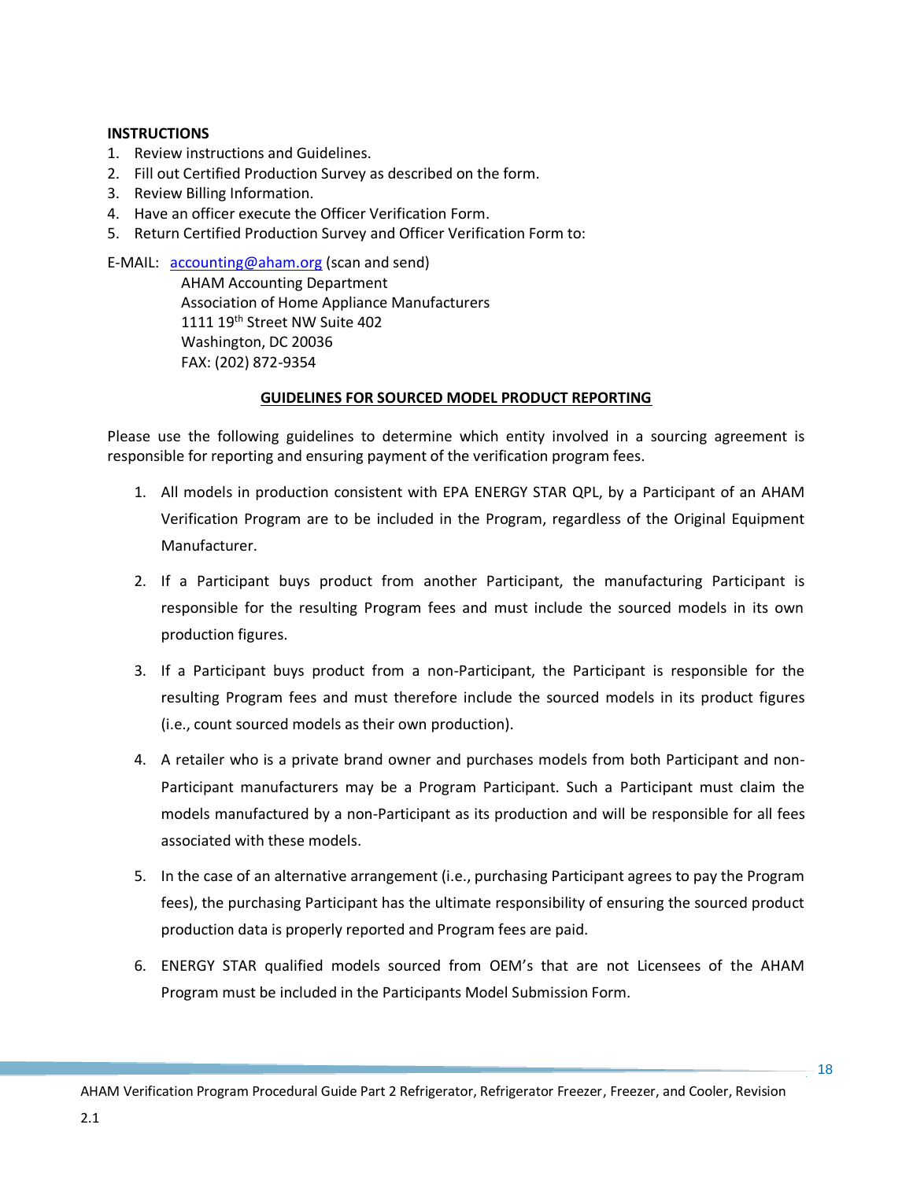**INSTRUCTIONS**

1. Review instructions and Guidelines.
2. Fill out Certified Production Survey as described on the form.
3. Review Billing Information.
4. Have an officer execute the Officer Verification Form.
5. Return Certified Production Survey and Officer Verification Form to:

E-MAIL: accounting@aham.org (scan and send)
AHAM Accounting Department
Association of Home Appliance Manufacturers
1111 19th Street NW Suite 402
Washington, DC 20036
FAX: (202) 872-9354

**GUIDELINES FOR SOURCED MODEL PRODUCT REPORTING**

Please use the following guidelines to determine which entity involved in a sourcing agreement is responsible for reporting and ensuring payment of the verification program fees.

1. All models in production consistent with EPA ENERGY STAR QPL, by a Participant of an AHAM Verification Program are to be included in the Program, regardless of the Original Equipment Manufacturer.

2. If a Participant buys product from another Participant, the manufacturing Participant is responsible for the resulting Program fees and must include the sourced models in its own production figures.

3. If a Participant buys product from a non-Participant, the Participant is responsible for the resulting Program fees and must therefore include the sourced models in its product figures (i.e., count sourced models as their own production).

4. A retailer who is a private brand owner and purchases models from both Participant and non-Participant manufacturers may be a Program Participant. Such a Participant must claim the models manufactured by a non-Participant as its production and will be responsible for all fees associated with these models.

5. In the case of an alternative arrangement (i.e., purchasing Participant agrees to pay the Program fees), the purchasing Participant has the ultimate responsibility of ensuring the sourced product production data is properly reported and Program fees are paid.

6. ENERGY STAR qualified models sourced from OEM's that are not Licensees of the AHAM Program must be included in the Participants Model Submission Form.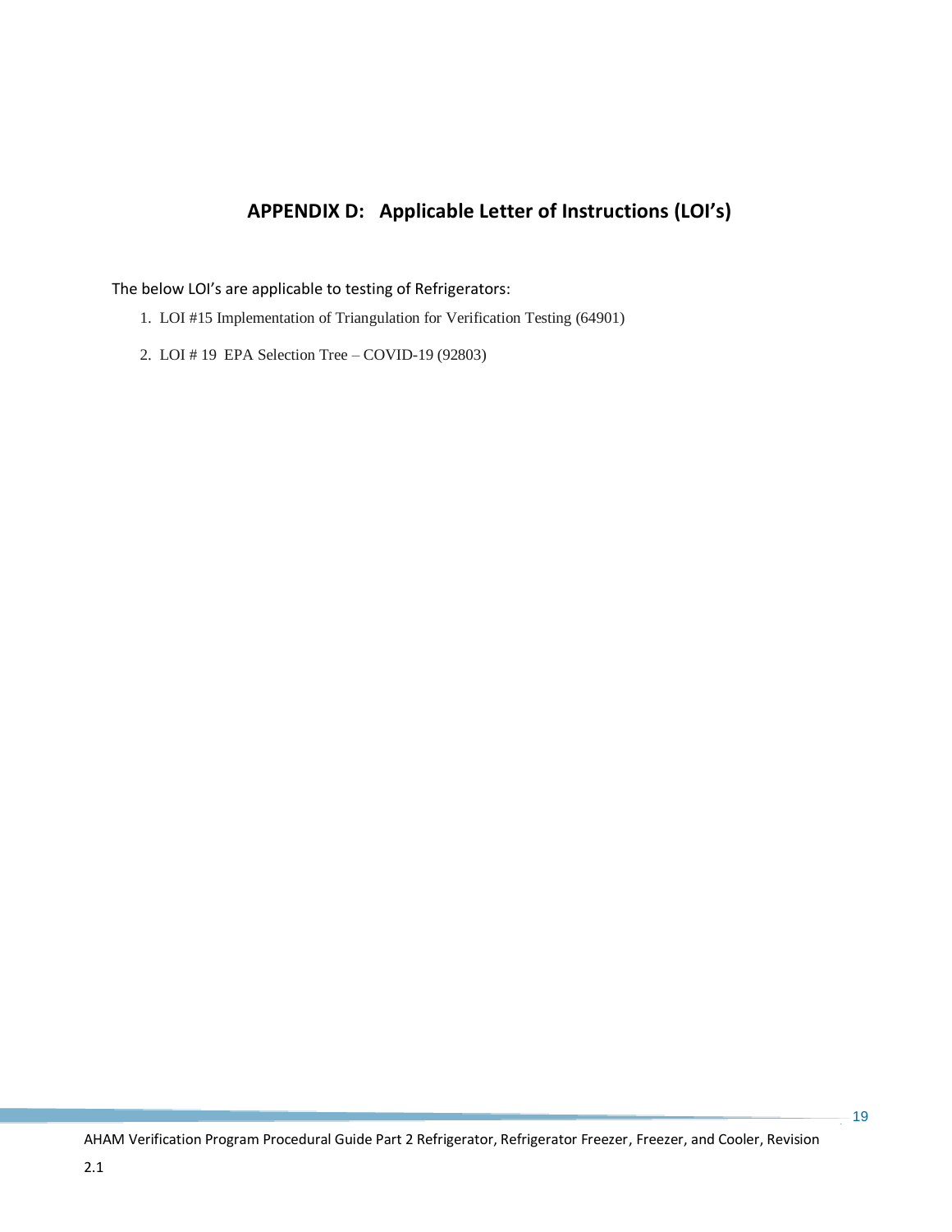## APPENDIX D: Applicable Letter of Instructions (LOI's)

The below LOI's are applicable to testing of Refrigerators:

1. LOI #15 Implementation of Triangulation for Verification Testing (64901)
2. LOI # 19 EPA Selection Tree – COVID-19 (92803)